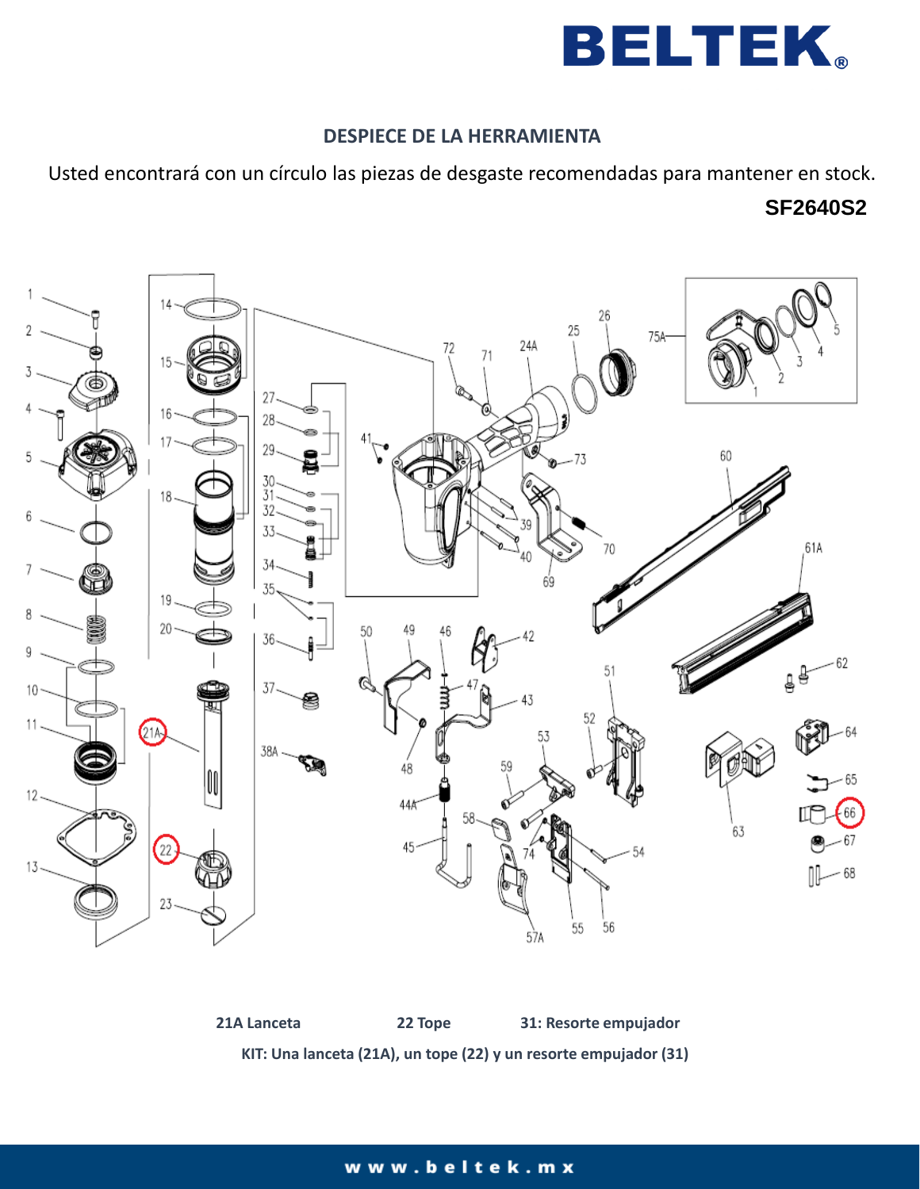# DESPIECE DE LA HERRAMIENTA

Usted encontrará con un círculo las piezas de desgaste recomendadas para mantener en stock.

**SF2640S2**

**21A Lanceta** **22 Tope** **31: Resorte empujador**

**KIT: Una lanceta (21A), un tope (22) y un resorte empujador (31)**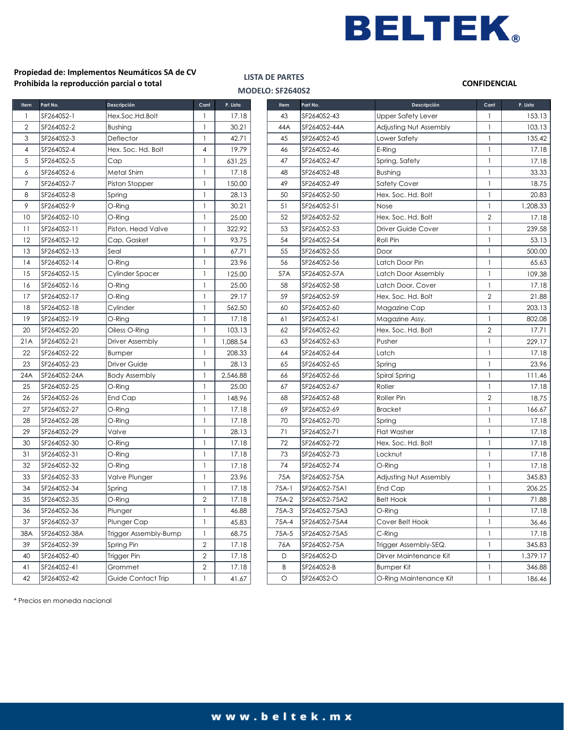**Propiedad de: Implementos Neumáticos SA de CV**
**Prohibida la reproducción parcial o total**

**LISTA DE PARTES**

**MODELO: SF2640S2**

**CONFIDENCIAL**

| Item | Part No. | Descripción | Cant | P. Lista |
|---|---|---|---|---|
| 1 | SF2640S2-1 | Hex.Soc.Hd.Bolt | 1 | 17.18 |
| 2 | SF2640S2-2 | Bushing | 1 | 30.21 |
| 3 | SF2640S2-3 | Deflector | 1 | 42.71 |
| 4 | SF2640S2-4 | Hex. Soc. Hd. Bolt | 4 | 19.79 |
| 5 | SF2640S2-5 | Cap | 1 | 631.25 |
| 6 | SF2640S2-6 | Metal Shim | 1 | 17.18 |
| 7 | SF2640S2-7 | Piston Stopper | 1 | 150.00 |
| 8 | SF2640S2-8 | Spring | 1 | 28.13 |
| 9 | SF2640S2-9 | O-Ring | 1 | 30.21 |
| 10 | SF2640S2-10 | O-Ring | 1 | 25.00 |
| 11 | SF2640S2-11 | Piston, Head Valve | 1 | 322.92 |
| 12 | SF2640S2-12 | Cap, Gasket | 1 | 93.75 |
| 13 | SF2640S2-13 | Seal | 1 | 67.71 |
| 14 | SF2640S2-14 | O-Ring | 1 | 23.96 |
| 15 | SF2640S2-15 | Cylinder Spacer | 1 | 125.00 |
| 16 | SF2640S2-16 | O-Ring | 1 | 25.00 |
| 17 | SF2640S2-17 | O-Ring | 1 | 29.17 |
| 18 | SF2640S2-18 | Cylinder | 1 | 562.50 |
| 19 | SF2640S2-19 | O-Ring | 1 | 17.18 |
| 20 | SF2640S2-20 | Oiless O-Ring | 1 | 103.13 |
| 21A | SF2640S2-21 | Driver Assembly | 1 | 1,088.54 |
| 22 | SF2640S2-22 | Bumper | 1 | 208.33 |
| 23 | SF2640S2-23 | Driver Guide | 1 | 28.13 |
| 24A | SF2640S2-24A | Body Assembly | 1 | 2,546.88 |
| 25 | SF2640S2-25 | O-Ring | 1 | 25.00 |
| 26 | SF2640S2-26 | End Cap | 1 | 148.96 |
| 27 | SF2640S2-27 | O-Ring | 1 | 17.18 |
| 28 | SF2640S2-28 | O-Ring | 1 | 17.18 |
| 29 | SF2640S2-29 | Valve | 1 | 28.13 |
| 30 | SF2640S2-30 | O-Ring | 1 | 17.18 |
| 31 | SF2640S2-31 | O-Ring | 1 | 17.18 |
| 32 | SF2640S2-32 | O-Ring | 1 | 17.18 |
| 33 | SF2640S2-33 | Valve Plunger | 1 | 23.96 |
| 34 | SF2640S2-34 | Spring | 1 | 17.18 |
| 35 | SF2640S2-35 | O-Ring | 2 | 17.18 |
| 36 | SF2640S2-36 | Plunger | 1 | 46.88 |
| 37 | SF2640S2-37 | Plunger Cap | 1 | 45.83 |
| 38A | SF2640S2-38A | Trigger Assembly-Bump | 1 | 68.75 |
| 39 | SF2640S2-39 | Spring Pin | 2 | 17.18 |
| 40 | SF2640S2-40 | Trigger Pin | 2 | 17.18 |
| 41 | SF2640S2-41 | Grommet | 2 | 17.18 |
| 42 | SF2640S2-42 | Guide Contact Trip | 1 | 41.67 |
| 43 | SF2640S2-43 | Upper Safety Lever | 1 | 153.13 |
| 44A | SF2640S2-44A | Adjusting Nut Assembly | 1 | 103.13 |
| 45 | SF2640S2-45 | Lower Safety | 1 | 135.42 |
| 46 | SF2640S2-46 | E-Ring | 1 | 17.18 |
| 47 | SF2640S2-47 | Spring, Safety | 1 | 17.18 |
| 48 | SF2640S2-48 | Bushing | 1 | 33.33 |
| 49 | SF2640S2-49 | Safety Cover | 1 | 18.75 |
| 50 | SF2640S2-50 | Hex. Soc. Hd. Bolt | 1 | 20.83 |
| 51 | SF2640S2-51 | Nose | 1 | 1,208.33 |
| 52 | SF2640S2-52 | Hex. Soc. Hd. Bolt | 2 | 17.18 |
| 53 | SF2640S2-53 | Driver Guide Cover | 1 | 239.58 |
| 54 | SF2640S2-54 | Roll Pin | 1 | 53.13 |
| 55 | SF2640S2-55 | Door | 1 | 500.00 |
| 56 | SF2640S2-56 | Latch Door Pin | 1 | 65.63 |
| 57A | SF2640S2-57A | Latch Door Assembly | 1 | 109.38 |
| 58 | SF2640S2-58 | Latch Door, Cover | 1 | 17.18 |
| 59 | SF2640S2-59 | Hex. Soc. Hd. Bolt | 2 | 21.88 |
| 60 | SF2640S2-60 | Magazine Cap | 1 | 203.13 |
| 61 | SF2640S2-61 | Magazine Assy. | 1 | 802.08 |
| 62 | SF2640S2-62 | Hex. Soc. Hd. Bolt | 2 | 17.71 |
| 63 | SF2640S2-63 | Pusher | 1 | 229.17 |
| 64 | SF2640S2-64 | Latch | 1 | 17.18 |
| 65 | SF2640S2-65 | Spring | 1 | 23.96 |
| 66 | SF2640S2-66 | Spiral Spring | 1 | 111.46 |
| 67 | SF2640S2-67 | Roller | 1 | 17.18 |
| 68 | SF2640S2-68 | Roller Pin | 2 | 18.75 |
| 69 | SF2640S2-69 | Bracket | 1 | 166.67 |
| 70 | SF2640S2-70 | Spring | 1 | 17.18 |
| 71 | SF2640S2-71 | Flat Washer | 1 | 17.18 |
| 72 | SF2640S2-72 | Hex. Soc. Hd. Bolt | 1 | 17.18 |
| 73 | SF2640S2-73 | Locknut | 1 | 17.18 |
| 74 | SF2640S2-74 | O-Ring | 1 | 17.18 |
| 75A | SF2640S2-75A | Adjusting Nut Assembly | 1 | 345.83 |
| 75A-1 | SF2640S2-75A1 | End Cap | 1 | 206.25 |
| 75A-2 | SF2640S2-75A2 | Belt Hook | 1 | 71.88 |
| 75A-3 | SF2640S2-75A3 | O-Ring | 1 | 17.18 |
| 75A-4 | SF2640S2-75A4 | Cover Belt Hook | 1 | 36.46 |
| 75A-5 | SF2640S2-75A5 | C-Ring | 1 | 17.18 |
| 76A | SF2640S2-75A | Trigger Assembly-SEQ. | 1 | 345.83 |
| D | SF2640S2-D | Dirver Maintenance Kit | 1 | 1,379.17 |
| B | SF2640S2-B | Bumper Kit | 1 | 346.88 |
| O | SF2640S2-O | O-Ring Maintenance Kit | 1 | 186.46 |

* Precios en moneda nacional